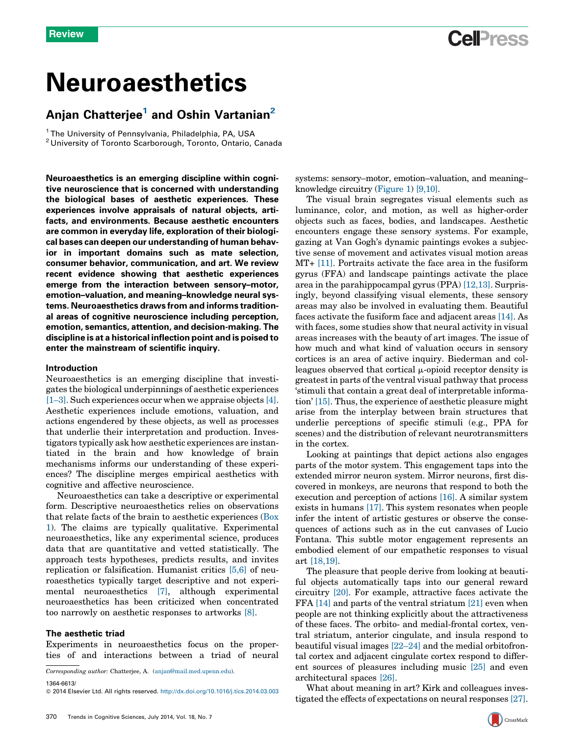Review

# Neuroaesthetics

## Anjan Chatterjee[1] and Oshin Vartanian[2]

[1] The University of Pennsylvania, Philadelphia, PA, USA
[2] University of Toronto Scarborough, Toronto, Ontario, Canada

**Neuroaesthetics is an emerging discipline within cognitive neuroscience that is concerned with understanding the biological bases of aesthetic experiences. These experiences involve appraisals of natural objects, artifacts, and environments. Because aesthetic encounters are common in everyday life, exploration of their biological bases can deepen our understanding of human behavior in important domains such as mate selection, consumer behavior, communication, and art. We review recent evidence showing that aesthetic experiences emerge from the interaction between sensory–motor, emotion–valuation, and meaning–knowledge neural systems. Neuroaesthetics draws from and informs traditional areas of cognitive neuroscience including perception, emotion, semantics, attention, and decision-making. The discipline is at a historical inflection point and is poised to enter the mainstream of scientific inquiry.**

### Introduction

Neuroaesthetics is an emerging discipline that investigates the biological underpinnings of aesthetic experiences [1–3]. Such experiences occur when we appraise objects [4]. Aesthetic experiences include emotions, valuation, and actions engendered by these objects, as well as processes that underlie their interpretation and production. Investigators typically ask how aesthetic experiences are instantiated in the brain and how knowledge of brain mechanisms informs our understanding of these experiences? The discipline merges empirical aesthetics with cognitive and affective neuroscience.

Neuroaesthetics can take a descriptive or experimental form. Descriptive neuroaesthetics relies on observations that relate facts of the brain to aesthetic experiences (Box 1). The claims are typically qualitative. Experimental neuroaesthetics, like any experimental science, produces data that are quantitative and vetted statistically. The approach tests hypotheses, predicts results, and invites replication or falsification. Humanist critics [5,6] of neuroaesthetics typically target descriptive and not experimental neuroaesthetics [7], although experimental neuroaesthetics has been criticized when concentrated too narrowly on aesthetic responses to artworks [8].

### The aesthetic triad

Experiments in neuroaesthetics focus on the properties of and interactions between a triad of neural systems: sensory–motor, emotion–valuation, and meaning–knowledge circuitry (Figure 1) [9,10].

The visual brain segregates visual elements such as luminance, color, and motion, as well as higher-order objects such as faces, bodies, and landscapes. Aesthetic encounters engage these sensory systems. For example, gazing at Van Gogh's dynamic paintings evokes a subjective sense of movement and activates visual motion areas MT+ [11]. Portraits activate the face area in the fusiform gyrus (FFA) and landscape paintings activate the place area in the parahippocampal gyrus (PPA) [12,13]. Surprisingly, beyond classifying visual elements, these sensory areas may also be involved in evaluating them. Beautiful faces activate the fusiform face and adjacent areas [14]. As with faces, some studies show that neural activity in visual areas increases with the beauty of art images. The issue of how much and what kind of valuation occurs in sensory cortices is an area of active inquiry. Biederman and colleagues observed that cortical μ-opioid receptor density is greatest in parts of the ventral visual pathway that process 'stimuli that contain a great deal of interpretable information' [15]. Thus, the experience of aesthetic pleasure might arise from the interplay between brain structures that underlie perceptions of specific stimuli (e.g., PPA for scenes) and the distribution of relevant neurotransmitters in the cortex.

Looking at paintings that depict actions also engages parts of the motor system. This engagement taps into the extended mirror neuron system. Mirror neurons, first discovered in monkeys, are neurons that respond to both the execution and perception of actions [16]. A similar system exists in humans [17]. This system resonates when people infer the intent of artistic gestures or observe the consequences of actions such as in the cut canvases of Lucio Fontana. This subtle motor engagement represents an embodied element of our empathetic responses to visual art [18,19].

The pleasure that people derive from looking at beautiful objects automatically taps into our general reward circuitry [20]. For example, attractive faces activate the FFA [14] and parts of the ventral striatum [21] even when people are not thinking explicitly about the attractiveness of these faces. The orbito- and medial-frontal cortex, ventral striatum, anterior cingulate, and insula respond to beautiful visual images [22–24] and the medial orbitofrontal cortex and adjacent cingulate cortex respond to different sources of pleasures including music [25] and even architectural spaces [26].

What about meaning in art? Kirk and colleagues investigated the effects of expectations on neural responses [27].

Corresponding author: Chatterjee, A. (anjan@mail.med.upenn.edu).

1364-6613/

© 2014 Elsevier Ltd. All rights reserved. http://dx.doi.org/10.1016/j.tics.2014.03.003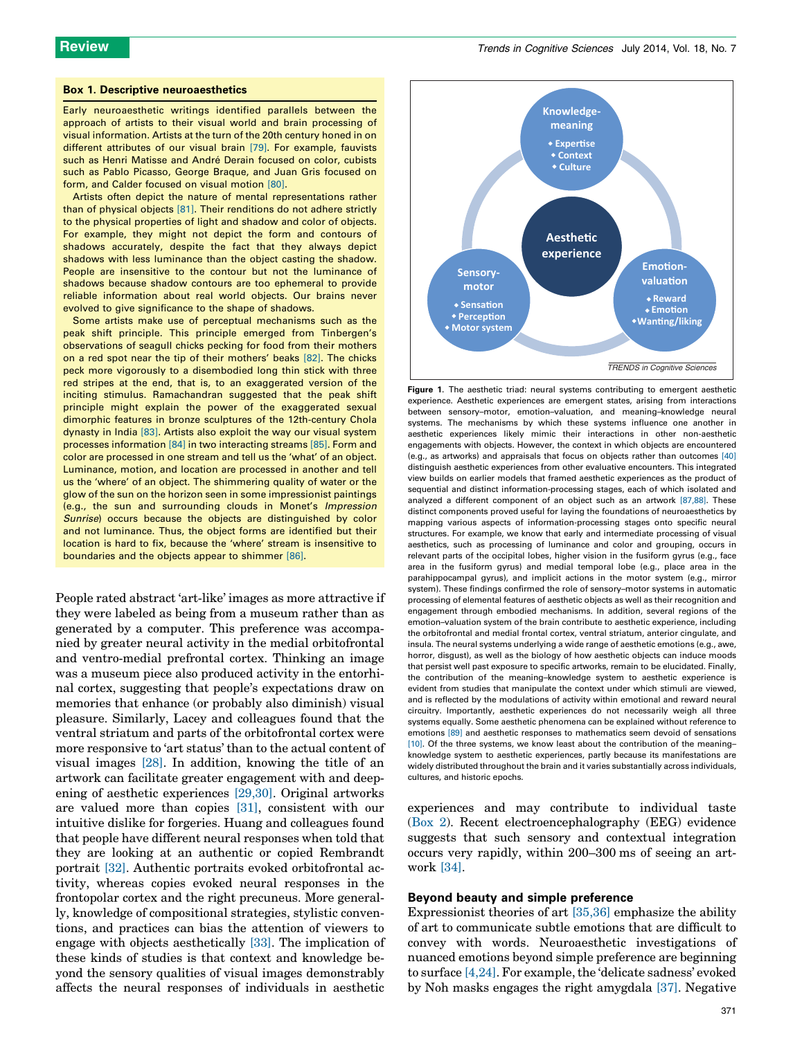### Box 1. Descriptive neuroaesthetics

Early neuroaesthetic writings identified parallels between the approach of artists to their visual world and brain processing of visual information. Artists at the turn of the 20th century honed in on different attributes of our visual brain [79]. For example, fauvists such as Henri Matisse and André Derain focused on color, cubists such as Pablo Picasso, George Braque, and Juan Gris focused on form, and Calder focused on visual motion [80].

Artists often depict the nature of mental representations rather than of physical objects [81]. Their renditions do not adhere strictly to the physical properties of light and shadow and color of objects. For example, they might not depict the form and contours of shadows accurately, despite the fact that they always depict shadows with less luminance than the object casting the shadow. People are insensitive to the contour but not the luminance of shadows because shadow contours are too ephemeral to provide reliable information about real world objects. Our brains never evolved to give significance to the shape of shadows.

Some artists make use of perceptual mechanisms such as the peak shift principle. This principle emerged from Tinbergen's observations of seagull chicks pecking for food from their mothers on a red spot near the tip of their mothers' beaks [82]. The chicks peck more vigorously to a disembodied long thin stick with three red stripes at the end, that is, to an exaggerated version of the inciting stimulus. Ramachandran suggested that the peak shift principle might explain the power of the exaggerated sexual dimorphic features in bronze sculptures of the 12th-century Chola dynasty in India [83]. Artists also exploit the way our visual system processes information [84] in two interacting streams [85]. Form and color are processed in one stream and tell us the 'what' of an object. Luminance, motion, and location are processed in another and tell us the 'where' of an object. The shimmering quality of water or the glow of the sun on the horizon seen in some impressionist paintings (e.g., the sun and surrounding clouds in Monet's *Impression Sunrise*) occurs because the objects are distinguished by color and not luminance. Thus, the object forms are identified but their location is hard to fix, because the 'where' stream is insensitive to boundaries and the objects appear to shimmer [86].

People rated abstract 'art-like' images as more attractive if they were labeled as being from a museum rather than as generated by a computer. This preference was accompanied by greater neural activity in the medial orbitofrontal and ventro-medial prefrontal cortex. Thinking an image was a museum piece also produced activity in the entorhinal cortex, suggesting that people's expectations draw on memories that enhance (or probably also diminish) visual pleasure. Similarly, Lacey and colleagues found that the ventral striatum and parts of the orbitofrontal cortex were more responsive to 'art status' than to the actual content of visual images [28]. In addition, knowing the title of an artwork can facilitate greater engagement with and deepening of aesthetic experiences [29,30]. Original artworks are valued more than copies [31], consistent with our intuitive dislike for forgeries. Huang and colleagues found that people have different neural responses when told that they are looking at an authentic or copied Rembrandt portrait [32]. Authentic portraits evoked orbitofrontal activity, whereas copies evoked neural responses in the frontopolar cortex and the right precuneus. More generally, knowledge of compositional strategies, stylistic conventions, and practices can bias the attention of viewers to engage with objects aesthetically [33]. The implication of these kinds of studies is that context and knowledge beyond the sensory qualities of visual images demonstrably affects the neural responses of individuals in aesthetic experiences and may contribute to individual taste (Box 2). Recent electroencephalography (EEG) evidence suggests that such sensory and contextual integration occurs very rapidly, within 200–300 ms of seeing an artwork [34].

Aesthetic experience

Knowledge-meaning
- Expertise
- Context
- Culture

Sensory-motor
- Sensation
- Perception
- Motor system

Emotion-valuation
- Reward
- Emotion
- Wanting/liking

**Figure 1**. The aesthetic triad: neural systems contributing to emergent aesthetic experience. Aesthetic experiences are emergent states, arising from interactions between sensory–motor, emotion–valuation, and meaning–knowledge neural systems. The mechanisms by which these systems influence one another in aesthetic experiences likely mimic their interactions in other non-aesthetic engagements with objects. However, the context in which objects are encountered (e.g., as artworks) and appraisals that focus on objects rather than outcomes [40] distinguish aesthetic experiences from other evaluative encounters. This integrated view builds on earlier models that framed aesthetic experiences as the product of sequential and distinct information-processing stages, each of which isolated and analyzed a different component of an object such as an artwork [87,88]. These distinct components proved useful for laying the foundations of neuroaesthetics by mapping various aspects of information-processing stages onto specific neural structures. For example, we know that early and intermediate processing of visual aesthetics, such as processing of luminance and color and grouping, occurs in relevant parts of the occipital lobes, higher vision in the fusiform gyrus (e.g., face area in the fusiform gyrus) and medial temporal lobe (e.g., place area in the parahippocampal gyrus), and implicit actions in the motor system (e.g., mirror system). These findings confirmed the role of sensory–motor systems in automatic processing of elemental features of aesthetic objects as well as their recognition and engagement through embodied mechanisms. In addition, several regions of the emotion–valuation system of the brain contribute to aesthetic experience, including the orbitofrontal and medial frontal cortex, ventral striatum, anterior cingulate, and insula. The neural systems underlying a wide range of aesthetic emotions (e.g., awe, horror, disgust), as well as the biology of how aesthetic objects can induce moods that persist well past exposure to specific artworks, remain to be elucidated. Finally, the contribution of the meaning–knowledge system to aesthetic experience is evident from studies that manipulate the context under which stimuli are viewed, and is reflected by the modulations of activity within emotional and reward neural circuitry. Importantly, aesthetic experiences do not necessarily weigh all three systems equally. Some aesthetic phenomena can be explained without reference to emotions [89] and aesthetic responses to mathematics seem devoid of sensations [10]. Of the three systems, we know least about the contribution of the meaning–knowledge system to aesthetic experiences, partly because its manifestations are widely distributed throughout the brain and it varies substantially across individuals, cultures, and historic epochs.

## Beyond beauty and simple preference

Expressionist theories of art [35,36] emphasize the ability of art to communicate subtle emotions that are difficult to convey with words. Neuroaesthetic investigations of nuanced emotions beyond simple preference are beginning to surface [4,24]. For example, the 'delicate sadness' evoked by Noh masks engages the right amygdala [37]. Negative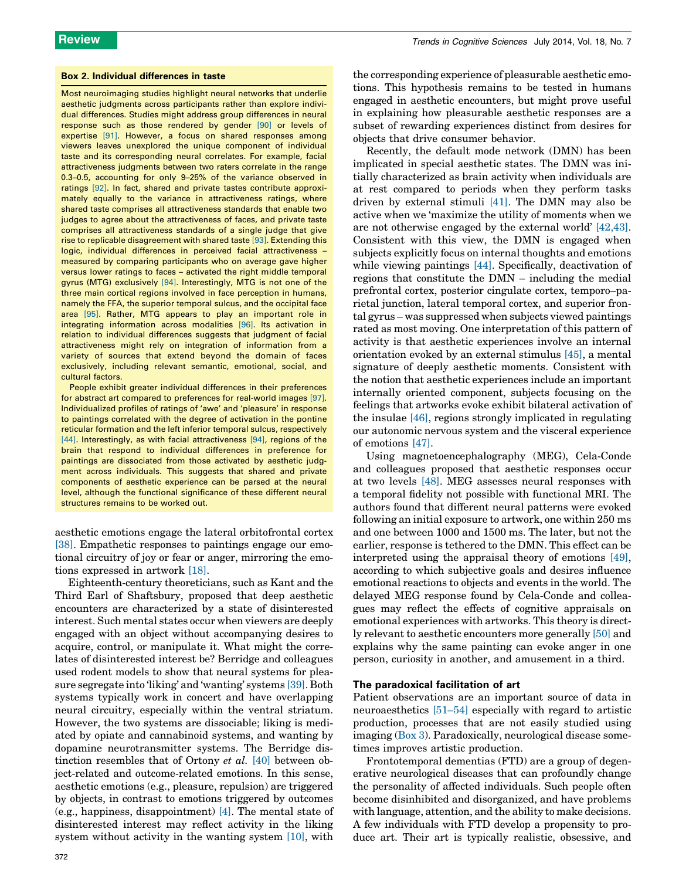### Box 2. Individual differences in taste

Most neuroimaging studies highlight neural networks that underlie aesthetic judgments across participants rather than explore individual differences. Studies might address group differences in neural response such as those rendered by gender [90] or levels of expertise [91]. However, a focus on shared responses among viewers leaves unexplored the unique component of individual taste and its corresponding neural correlates. For example, facial attractiveness judgments between two raters correlate in the range 0.3–0.5, accounting for only 9–25% of the variance observed in ratings [92]. In fact, shared and private tastes contribute approximately equally to the variance in attractiveness ratings, where shared taste comprises all attractiveness standards that enable two judges to agree about the attractiveness of faces, and private taste comprises all attractiveness standards of a single judge that give rise to replicable disagreement with shared taste [93]. Extending this logic, individual differences in perceived facial attractiveness – measured by comparing participants who on average gave higher versus lower ratings to faces – activated the right middle temporal gyrus (MTG) exclusively [94]. Interestingly, MTG is not one of the three main cortical regions involved in face perception in humans, namely the FFA, the superior temporal sulcus, and the occipital face area [95]. Rather, MTG appears to play an important role in integrating information across modalities [96]. Its activation in relation to individual differences suggests that judgment of facial attractiveness might rely on integration of information from a variety of sources that extend beyond the domain of faces exclusively, including relevant semantic, emotional, social, and cultural factors.

People exhibit greater individual differences in their preferences for abstract art compared to preferences for real-world images [97]. Individualized profiles of ratings of 'awe' and 'pleasure' in response to paintings correlated with the degree of activation in the pontine reticular formation and the left inferior temporal sulcus, respectively [44]. Interestingly, as with facial attractiveness [94], regions of the brain that respond to individual differences in preference for paintings are dissociated from those activated by aesthetic judgment across individuals. This suggests that shared and private components of aesthetic experience can be parsed at the neural level, although the functional significance of these different neural structures remains to be worked out.

aesthetic emotions engage the lateral orbitofrontal cortex [38]. Empathetic responses to paintings engage our emotional circuitry of joy or fear or anger, mirroring the emotions expressed in artwork [18].

Eighteenth-century theoreticians, such as Kant and the Third Earl of Shaftsbury, proposed that deep aesthetic encounters are characterized by a state of disinterested interest. Such mental states occur when viewers are deeply engaged with an object without accompanying desires to acquire, control, or manipulate it. What might the correlates of disinterested interest be? Berridge and colleagues used rodent models to show that neural systems for pleasure segregate into 'liking' and 'wanting' systems [39]. Both systems typically work in concert and have overlapping neural circuitry, especially within the ventral striatum. However, the two systems are dissociable; liking is mediated by opiate and cannabinoid systems, and wanting by dopamine neurotransmitter systems. The Berridge distinction resembles that of Ortony *et al.* [40] between object-related and outcome-related emotions. In this sense, aesthetic emotions (e.g., pleasure, repulsion) are triggered by objects, in contrast to emotions triggered by outcomes (e.g., happiness, disappointment) [4]. The mental state of disinterested interest may reflect activity in the liking system without activity in the wanting system [10], with the corresponding experience of pleasurable aesthetic emotions. This hypothesis remains to be tested in humans engaged in aesthetic encounters, but might prove useful in explaining how pleasurable aesthetic responses are a subset of rewarding experiences distinct from desires for objects that drive consumer behavior.

Recently, the default mode network (DMN) has been implicated in special aesthetic states. The DMN was initially characterized as brain activity when individuals are at rest compared to periods when they perform tasks driven by external stimuli [41]. The DMN may also be active when we 'maximize the utility of moments when we are not otherwise engaged by the external world' [42,43]. Consistent with this view, the DMN is engaged when subjects explicitly focus on internal thoughts and emotions while viewing paintings [44]. Specifically, deactivation of regions that constitute the DMN – including the medial prefrontal cortex, posterior cingulate cortex, temporo–parietal junction, lateral temporal cortex, and superior frontal gyrus – was suppressed when subjects viewed paintings rated as most moving. One interpretation of this pattern of activity is that aesthetic experiences involve an internal orientation evoked by an external stimulus [45], a mental signature of deeply aesthetic moments. Consistent with the notion that aesthetic experiences include an important internally oriented component, subjects focusing on the feelings that artworks evoke exhibit bilateral activation of the insulae [46], regions strongly implicated in regulating our autonomic nervous system and the visceral experience of emotions [47].

Using magnetoencephalography (MEG), Cela-Conde and colleagues proposed that aesthetic responses occur at two levels [48]. MEG assesses neural responses with a temporal fidelity not possible with functional MRI. The authors found that different neural patterns were evoked following an initial exposure to artwork, one within 250 ms and one between 1000 and 1500 ms. The later, but not the earlier, response is tethered to the DMN. This effect can be interpreted using the appraisal theory of emotions [49], according to which subjective goals and desires influence emotional reactions to objects and events in the world. The delayed MEG response found by Cela-Conde and colleagues may reflect the effects of cognitive appraisals on emotional experiences with artworks. This theory is directly relevant to aesthetic encounters more generally [50] and explains why the same painting can evoke anger in one person, curiosity in another, and amusement in a third.

## The paradoxical facilitation of art

Patient observations are an important source of data in neuroaesthetics [51–54] especially with regard to artistic production, processes that are not easily studied using imaging (Box 3). Paradoxically, neurological disease sometimes improves artistic production.

Frontotemporal dementias (FTD) are a group of degenerative neurological diseases that can profoundly change the personality of affected individuals. Such people often become disinhibited and disorganized, and have problems with language, attention, and the ability to make decisions. A few individuals with FTD develop a propensity to produce art. Their art is typically realistic, obsessive, and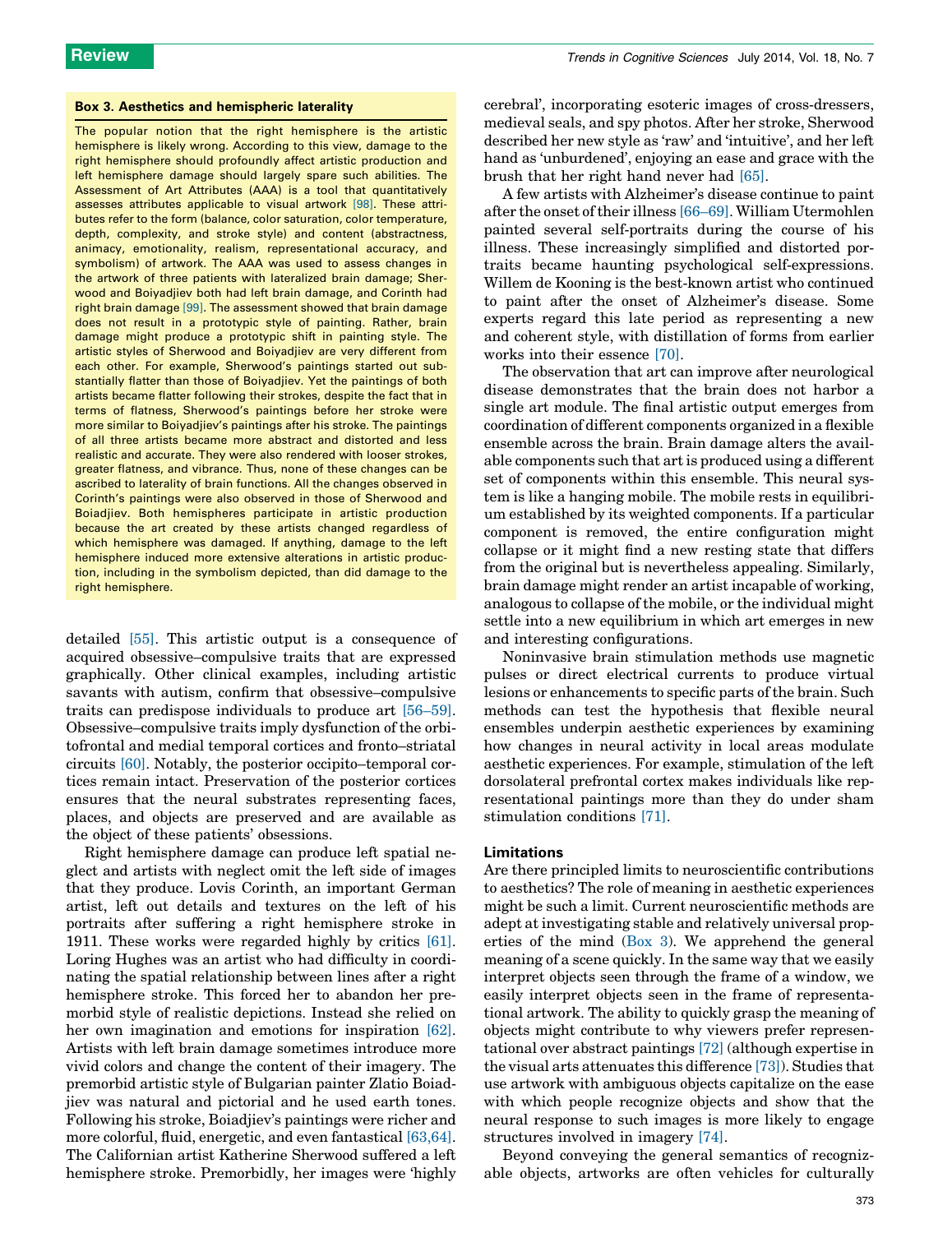### Box 3. Aesthetics and hemispheric laterality

The popular notion that the right hemisphere is the artistic hemisphere is likely wrong. According to this view, damage to the right hemisphere should profoundly affect artistic production and left hemisphere damage should largely spare such abilities. The Assessment of Art Attributes (AAA) is a tool that quantitatively assesses attributes applicable to visual artwork [98]. These attributes refer to the form (balance, color saturation, color temperature, depth, complexity, and stroke style) and content (abstractness, animacy, emotionality, realism, representational accuracy, and symbolism) of artwork. The AAA was used to assess changes in the artwork of three patients with lateralized brain damage; Sherwood and Boiyadjiev both had left brain damage, and Corinth had right brain damage [99]. The assessment showed that brain damage does not result in a prototypic style of painting. Rather, brain damage might produce a prototypic shift in painting style. The artistic styles of Sherwood and Boiyadjiev are very different from each other. For example, Sherwood's paintings started out substantially flatter than those of Boiyadjiev. Yet the paintings of both artists became flatter following their strokes, despite the fact that in terms of flatness, Sherwood's paintings before her stroke were more similar to Boiyadjiev's paintings after his stroke. The paintings of all three artists became more abstract and distorted and less realistic and accurate. They were also rendered with looser strokes, greater flatness, and vibrance. Thus, none of these changes can be ascribed to laterality of brain functions. All the changes observed in Corinth's paintings were also observed in those of Sherwood and Boiadjiev. Both hemispheres participate in artistic production because the art created by these artists changed regardless of which hemisphere was damaged. If anything, damage to the left hemisphere induced more extensive alterations in artistic production, including in the symbolism depicted, than did damage to the right hemisphere.

detailed [55]. This artistic output is a consequence of acquired obsessive–compulsive traits that are expressed graphically. Other clinical examples, including artistic savants with autism, confirm that obsessive–compulsive traits can predispose individuals to produce art [56–59]. Obsessive–compulsive traits imply dysfunction of the orbitofrontal and medial temporal cortices and fronto–striatal circuits [60]. Notably, the posterior occipito–temporal cortices remain intact. Preservation of the posterior cortices ensures that the neural substrates representing faces, places, and objects are preserved and are available as the object of these patients' obsessions.

Right hemisphere damage can produce left spatial neglect and artists with neglect omit the left side of images that they produce. Lovis Corinth, an important German artist, left out details and textures on the left of his portraits after suffering a right hemisphere stroke in 1911. These works were regarded highly by critics [61]. Loring Hughes was an artist who had difficulty in coordinating the spatial relationship between lines after a right hemisphere stroke. This forced her to abandon her premorbid style of realistic depictions. Instead she relied on her own imagination and emotions for inspiration [62]. Artists with left brain damage sometimes introduce more vivid colors and change the content of their imagery. The premorbid artistic style of Bulgarian painter Zlatio Boiadjiev was natural and pictorial and he used earth tones. Following his stroke, Boiadjiev's paintings were richer and more colorful, fluid, energetic, and even fantastical [63,64]. The Californian artist Katherine Sherwood suffered a left hemisphere stroke. Premorbidly, her images were 'highly cerebral', incorporating esoteric images of cross-dressers, medieval seals, and spy photos. After her stroke, Sherwood described her new style as 'raw' and 'intuitive', and her left hand as 'unburdened', enjoying an ease and grace with the brush that her right hand never had [65].

A few artists with Alzheimer's disease continue to paint after the onset of their illness [66–69]. William Utermohlen painted several self-portraits during the course of his illness. These increasingly simplified and distorted portraits became haunting psychological self-expressions. Willem de Kooning is the best-known artist who continued to paint after the onset of Alzheimer's disease. Some experts regard this late period as representing a new and coherent style, with distillation of forms from earlier works into their essence [70].

The observation that art can improve after neurological disease demonstrates that the brain does not harbor a single art module. The final artistic output emerges from coordination of different components organized in a flexible ensemble across the brain. Brain damage alters the available components such that art is produced using a different set of components within this ensemble. This neural system is like a hanging mobile. The mobile rests in equilibrium established by its weighted components. If a particular component is removed, the entire configuration might collapse or it might find a new resting state that differs from the original but is nevertheless appealing. Similarly, brain damage might render an artist incapable of working, analogous to collapse of the mobile, or the individual might settle into a new equilibrium in which art emerges in new and interesting configurations.

Noninvasive brain stimulation methods use magnetic pulses or direct electrical currents to produce virtual lesions or enhancements to specific parts of the brain. Such methods can test the hypothesis that flexible neural ensembles underpin aesthetic experiences by examining how changes in neural activity in local areas modulate aesthetic experiences. For example, stimulation of the left dorsolateral prefrontal cortex makes individuals like representational paintings more than they do under sham stimulation conditions [71].

## Limitations

Are there principled limits to neuroscientific contributions to aesthetics? The role of meaning in aesthetic experiences might be such a limit. Current neuroscientific methods are adept at investigating stable and relatively universal properties of the mind (Box 3). We apprehend the general meaning of a scene quickly. In the same way that we easily interpret objects seen through the frame of a window, we easily interpret objects seen in the frame of representational artwork. The ability to quickly grasp the meaning of objects might contribute to why viewers prefer representational over abstract paintings [72] (although expertise in the visual arts attenuates this difference [73]). Studies that use artwork with ambiguous objects capitalize on the ease with which people recognize objects and show that the neural response to such images is more likely to engage structures involved in imagery [74].

Beyond conveying the general semantics of recognizable objects, artworks are often vehicles for culturally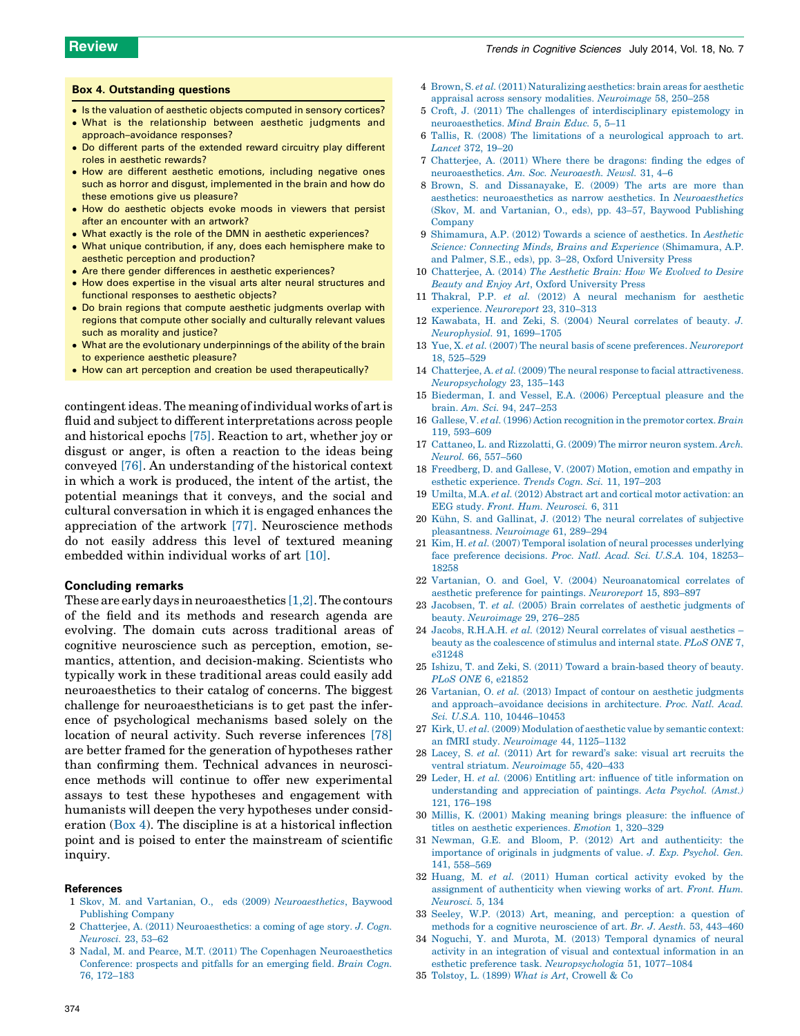### Box 4. Outstanding questions

- Is the valuation of aesthetic objects computed in sensory cortices?
- What is the relationship between aesthetic judgments and approach–avoidance responses?
- Do different parts of the extended reward circuitry play different roles in aesthetic rewards?
- How are different aesthetic emotions, including negative ones such as horror and disgust, implemented in the brain and how do these emotions give us pleasure?
- How do aesthetic objects evoke moods in viewers that persist after an encounter with an artwork?
- What exactly is the role of the DMN in aesthetic experiences?
- What unique contribution, if any, does each hemisphere make to aesthetic perception and production?
- Are there gender differences in aesthetic experiences?
- How does expertise in the visual arts alter neural structures and functional responses to aesthetic objects?
- Do brain regions that compute aesthetic judgments overlap with regions that compute other socially and culturally relevant values such as morality and justice?
- What are the evolutionary underpinnings of the ability of the brain to experience aesthetic pleasure?
- How can art perception and creation be used therapeutically?

contingent ideas. The meaning of individual works of art is fluid and subject to different interpretations across people and historical epochs [75]. Reaction to art, whether joy or disgust or anger, is often a reaction to the ideas being conveyed [76]. An understanding of the historical context in which a work is produced, the intent of the artist, the potential meanings that it conveys, and the social and cultural conversation in which it is engaged enhances the appreciation of the artwork [77]. Neuroscience methods do not easily address this level of textured meaning embedded within individual works of art [10].

## Concluding remarks

These are early days in neuroaesthetics [1,2]. The contours of the field and its methods and research agenda are evolving. The domain cuts across traditional areas of cognitive neuroscience such as perception, emotion, semantics, attention, and decision-making. Scientists who typically work in these traditional areas could easily add neuroaesthetics to their catalog of concerns. The biggest challenge for neuroaestheticians is to get past the inference of psychological mechanisms based solely on the location of neural activity. Such reverse inferences [78] are better framed for the generation of hypotheses rather than confirming them. Technical advances in neuroscience methods will continue to offer new experimental assays to test these hypotheses and engagement with humanists will deepen the very hypotheses under consideration (Box 4). The discipline is at a historical inflection point and is poised to enter the mainstream of scientific inquiry.

## References

1 Skov, M. and Vartanian, O., eds (2009) *Neuroaesthetics*, Baywood Publishing Company

2 Chatterjee, A. (2011) Neuroaesthetics: a coming of age story. *J. Cogn. Neurosci.* 23, 53–62

3 Nadal, M. and Pearce, M.T. (2011) The Copenhagen Neuroaesthetics Conference: prospects and pitfalls for an emerging field. *Brain Cogn.* 76, 172–183

4 Brown, S. *et al.* (2011) Naturalizing aesthetics: brain areas for aesthetic appraisal across sensory modalities. *Neuroimage* 58, 250–258

5 Croft, J. (2011) The challenges of interdisciplinary epistemology in neuroaesthetics. *Mind Brain Educ.* 5, 5–11

6 Tallis, R. (2008) The limitations of a neurological approach to art. *Lancet* 372, 19–20

7 Chatterjee, A. (2011) Where there be dragons: finding the edges of neuroaesthetics. *Am. Soc. Neuroaesth. Newsl.* 31, 4–6

8 Brown, S. and Dissanayake, E. (2009) The arts are more than aesthetics: neuroaesthetics as narrow aesthetics. In *Neuroaesthetics* (Skov, M. and Vartanian, O., eds), pp. 43–57, Baywood Publishing Company

9 Shimamura, A.P. (2012) Towards a science of aesthetics. In *Aesthetic Science: Connecting Minds, Brains and Experience* (Shimamura, A.P. and Palmer, S.E., eds), pp. 3–28, Oxford University Press

10 Chatterjee, A. (2014) *The Aesthetic Brain: How We Evolved to Desire Beauty and Enjoy Art*, Oxford University Press

11 Thakral, P.P. *et al.* (2012) A neural mechanism for aesthetic experience. *Neuroreport* 23, 310–313

12 Kawabata, H. and Zeki, S. (2004) Neural correlates of beauty. *J. Neurophysiol.* 91, 1699–1705

13 Yue, X. *et al.* (2007) The neural basis of scene preferences. *Neuroreport* 18, 525–529

14 Chatterjee, A. *et al.* (2009) The neural response to facial attractiveness. *Neuropsychology* 23, 135–143

15 Biederman, I. and Vessel, E.A. (2006) Perceptual pleasure and the brain. *Am. Sci.* 94, 247–253

16 Gallese, V. *et al.* (1996) Action recognition in the premotor cortex. *Brain* 119, 593–609

17 Cattaneo, L. and Rizzolatti, G. (2009) The mirror neuron system. *Arch. Neurol.* 66, 557–560

18 Freedberg, D. and Gallese, V. (2007) Motion, emotion and empathy in esthetic experience. *Trends Cogn. Sci.* 11, 197–203

19 Umilta, M.A. *et al.* (2012) Abstract art and cortical motor activation: an EEG study. *Front. Hum. Neurosci.* 6, 311

20 Kühn, S. and Gallinat, J. (2012) The neural correlates of subjective pleasantness. *Neuroimage* 61, 289–294

21 Kim, H. *et al.* (2007) Temporal isolation of neural processes underlying face preference decisions. *Proc. Natl. Acad. Sci. U.S.A.* 104, 18253–18258

22 Vartanian, O. and Goel, V. (2004) Neuroanatomical correlates of aesthetic preference for paintings. *Neuroreport* 15, 893–897

23 Jacobsen, T. *et al.* (2005) Brain correlates of aesthetic judgments of beauty. *Neuroimage* 29, 276–285

24 Jacobs, R.H.A.H. *et al.* (2012) Neural correlates of visual aesthetics – beauty as the coalescence of stimulus and internal state. *PLoS ONE* 7, e31248

25 Ishizu, T. and Zeki, S. (2011) Toward a brain-based theory of beauty. *PLoS ONE* 6, e21852

26 Vartanian, O. *et al.* (2013) Impact of contour on aesthetic judgments and approach–avoidance decisions in architecture. *Proc. Natl. Acad. Sci. U.S.A.* 110, 10446–10453

27 Kirk, U. *et al.* (2009) Modulation of aesthetic value by semantic context: an fMRI study. *Neuroimage* 44, 1125–1132

28 Lacey, S. *et al.* (2011) Art for reward's sake: visual art recruits the ventral striatum. *Neuroimage* 55, 420–433

29 Leder, H. *et al.* (2006) Entitling art: influence of title information on understanding and appreciation of paintings. *Acta Psychol. (Amst.)* 121, 176–198

30 Millis, K. (2001) Making meaning brings pleasure: the influence of titles on aesthetic experiences. *Emotion* 1, 320–329

31 Newman, G.E. and Bloom, P. (2012) Art and authenticity: the importance of originals in judgments of value. *J. Exp. Psychol. Gen.* 141, 558–569

32 Huang, M. *et al.* (2011) Human cortical activity evoked by the assignment of authenticity when viewing works of art. *Front. Hum. Neurosci.* 5, 134

33 Seeley, W.P. (2013) Art, meaning, and perception: a question of methods for a cognitive neuroscience of art. *Br. J. Aesth.* 53, 443–460

34 Noguchi, Y. and Murota, M. (2013) Temporal dynamics of neural activity in an integration of visual and contextual information in an esthetic preference task. *Neuropsychologia* 51, 1077–1084

35 Tolstoy, L. (1899) *What is Art*, Crowell & Co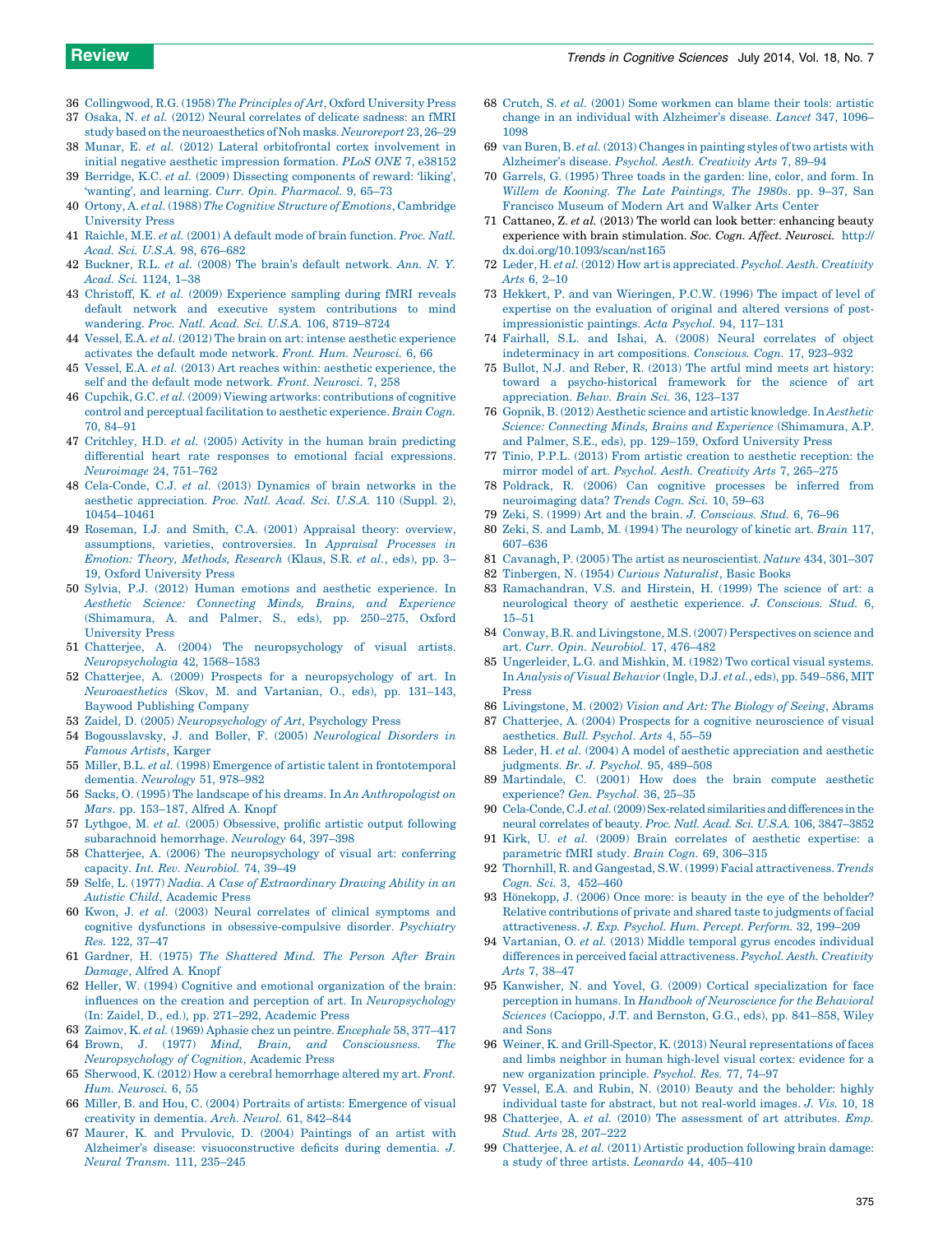36 Collingwood, R.G. (1958) *The Principles of Art*, Oxford University Press
37 Osaka, N. *et al.* (2012) Neural correlates of delicate sadness: an fMRI study based on the neuroaesthetics of Noh masks. *Neuroreport* 23, 26–29
38 Munar, E. *et al.* (2012) Lateral orbitofrontal cortex involvement in initial negative aesthetic impression formation. *PLoS ONE* 7, e38152
39 Berridge, K.C. *et al.* (2009) Dissecting components of reward: 'liking', 'wanting', and learning. *Curr. Opin. Pharmacol.* 9, 65–73
40 Ortony, A. *et al.* (1988) *The Cognitive Structure of Emotions*, Cambridge University Press
41 Raichle, M.E. *et al.* (2001) A default mode of brain function. *Proc. Natl. Acad. Sci. U.S.A.* 98, 676–682
42 Buckner, R.L. *et al.* (2008) The brain's default network. *Ann. N. Y. Acad. Sci.* 1124, 1–38
43 Christoff, K. *et al.* (2009) Experience sampling during fMRI reveals default network and executive system contributions to mind wandering. *Proc. Natl. Acad. Sci. U.S.A.* 106, 8719–8724
44 Vessel, E.A. *et al.* (2012) The brain on art: intense aesthetic experience activates the default mode network. *Front. Hum. Neurosci.* 6, 66
45 Vessel, E.A. *et al.* (2013) Art reaches within: aesthetic experience, the self and the default mode network. *Front. Neurosci.* 7, 258
46 Cupchik, G.C. *et al.* (2009) Viewing artworks: contributions of cognitive control and perceptual facilitation to aesthetic experience. *Brain Cogn.* 70, 84–91
47 Critchley, H.D. *et al.* (2005) Activity in the human brain predicting differential heart rate responses to emotional facial expressions. *Neuroimage* 24, 751–762
48 Cela-Conde, C.J. *et al.* (2013) Dynamics of brain networks in the aesthetic appreciation. *Proc. Natl. Acad. Sci. U.S.A.* 110 (Suppl. 2), 10454–10461
49 Roseman, I.J. and Smith, C.A. (2001) Appraisal theory: overview, assumptions, varieties, controversies. In *Appraisal Processes in Emotion: Theory, Methods, Research* (Klaus, S.R. *et al.*, eds), pp. 3–19, Oxford University Press
50 Sylvia, P.J. (2012) Human emotions and aesthetic experience. In *Aesthetic Science: Connecting Minds, Brains, and Experience* (Shimamura, A. and Palmer, S., eds), pp. 250–275, Oxford University Press
51 Chatterjee, A. (2004) The neuropsychology of visual artists. *Neuropsychologia* 42, 1568–1583
52 Chatterjee, A. (2009) Prospects for a neuropsychology of art. In *Neuroaesthetics* (Skov, M. and Vartanian, O., eds), pp. 131–143, Baywood Publishing Company
53 Zaidel, D. (2005) *Neuropsychology of Art*, Psychology Press
54 Bogousslavsky, J. and Boller, F. (2005) *Neurological Disorders in Famous Artists*, Karger
55 Miller, B.L. *et al.* (1998) Emergence of artistic talent in frontotemporal dementia. *Neurology* 51, 978–982
56 Sacks, O. (1995) The landscape of his dreams. In *An Anthropologist on Mars*. pp. 153–187, Alfred A. Knopf
57 Lythgoe, M. *et al.* (2005) Obsessive, prolific artistic output following subarachnoid hemorrhage. *Neurology* 64, 397–398
58 Chatterjee, A. (2006) The neuropsychology of visual art: conferring capacity. *Int. Rev. Neurobiol.* 74, 39–49
59 Selfe, L. (1977) *Nadia. A Case of Extraordinary Drawing Ability in an Autistic Child*, Academic Press
60 Kwon, J. *et al.* (2003) Neural correlates of clinical symptoms and cognitive dysfunctions in obsessive-compulsive disorder. *Psychiatry Res.* 122, 37–47
61 Gardner, H. (1975) *The Shattered Mind. The Person After Brain Damage*, Alfred A. Knopf
62 Heller, W. (1994) Cognitive and emotional organization of the brain: influences on the creation and perception of art. In *Neuropsychology* (In: Zaidel, D., ed.), pp. 271–292, Academic Press
63 Zaimov, K. *et al.* (1969) Aphasie chez un peintre. *Encephale* 58, 377–417
64 Brown, J. (1977) *Mind, Brain, and Consciousness. The Neuropsychology of Cognition*, Academic Press
65 Sherwood, K. (2012) How a cerebral hemorrhage altered my art. *Front. Hum. Neurosci.* 6, 55
66 Miller, B. and Hou, C. (2004) Portraits of artists: Emergence of visual creativity in dementia. *Arch. Neurol.* 61, 842–844
67 Maurer, K. and Prvulovic, D. (2004) Paintings of an artist with Alzheimer's disease: visuoconstructive deficits during dementia. *J. Neural Transm.* 111, 235–245
68 Crutch, S. *et al.* (2001) Some workmen can blame their tools: artistic change in an individual with Alzheimer's disease. *Lancet* 347, 1096–1098
69 van Buren, B. *et al.* (2013) Changes in painting styles of two artists with Alzheimer's disease. *Psychol. Aesth. Creativity Arts* 7, 89–94
70 Garrels, G. (1995) Three toads in the garden: line, color, and form. In *Willem de Kooning. The Late Paintings, The 1980s*. pp. 9–37, San Francisco Museum of Modern Art and Walker Arts Center
71 Cattaneo, Z. *et al.* (2013) The world can look better: enhancing beauty experience with brain stimulation. *Soc. Cogn. Affect. Neurosci.* http://dx.doi.org/10.1093/scan/nst165
72 Leder, H. *et al.* (2012) How art is appreciated. *Psychol. Aesth. Creativity Arts* 6, 2–10
73 Hekkert, P. and van Wieringen, P.C.W. (1996) The impact of level of expertise on the evaluation of original and altered versions of post-impressionistic paintings. *Acta Psychol.* 94, 117–131
74 Fairhall, S.L. and Ishai, A. (2008) Neural correlates of object indeterminacy in art compositions. *Conscious. Cogn.* 17, 923–932
75 Bullot, N.J. and Reber, R. (2013) The artful mind meets art history: toward a psycho-historical framework for the science of art appreciation. *Behav. Brain Sci.* 36, 123–137
76 Gopnik, B. (2012) Aesthetic science and artistic knowledge. In *Aesthetic Science: Connecting Minds, Brains and Experience* (Shimamura, A.P. and Palmer, S.E., eds), pp. 129–159, Oxford University Press
77 Tinio, P.P.L. (2013) From artistic creation to aesthetic reception: the mirror model of art. *Psychol. Aesth. Creativity Arts* 7, 265–275
78 Poldrack, R. (2006) Can cognitive processes be inferred from neuroimaging data? *Trends Cogn. Sci.* 10, 59–63
79 Zeki, S. (1999) Art and the brain. *J. Conscious. Stud.* 6, 76–96
80 Zeki, S. and Lamb, M. (1994) The neurology of kinetic art. *Brain* 117, 607–636
81 Cavanagh, P. (2005) The artist as neuroscientist. *Nature* 434, 301–307
82 Tinbergen, N. (1954) *Curious Naturalist*, Basic Books
83 Ramachandran, V.S. and Hirstein, H. (1999) The science of art: a neurological theory of aesthetic experience. *J. Conscious. Stud.* 6, 15–51
84 Conway, B.R. and Livingstone, M.S. (2007) Perspectives on science and art. *Curr. Opin. Neurobiol.* 17, 476–482
85 Ungerleider, L.G. and Mishkin, M. (1982) Two cortical visual systems. In *Analysis of Visual Behavior* (Ingle, D.J. *et al.*, eds), pp. 549–586, MIT Press
86 Livingstone, M. (2002) *Vision and Art: The Biology of Seeing*, Abrams
87 Chatterjee, A. (2004) Prospects for a cognitive neuroscience of visual aesthetics. *Bull. Psychol. Arts* 4, 55–59
88 Leder, H. *et al.* (2004) A model of aesthetic appreciation and aesthetic judgments. *Br. J. Psychol.* 95, 489–508
89 Martindale, C. (2001) How does the brain compute aesthetic experience? *Gen. Psychol.* 36, 25–35
90 Cela-Conde, C.J. *et al.* (2009) Sex-related similarities and differences in the neural correlates of beauty. *Proc. Natl. Acad. Sci. U.S.A.* 106, 3847–3852
91 Kirk, U. *et al.* (2009) Brain correlates of aesthetic expertise: a parametric fMRI study. *Brain Cogn.* 69, 306–315
92 Thornhill, R. and Gangestad, S.W. (1999) Facial attractiveness. *Trends Cogn. Sci.* 3, 452–460
93 Hönekopp, J. (2006) Once more: is beauty in the eye of the beholder? Relative contributions of private and shared taste to judgments of facial attractiveness. *J. Exp. Psychol. Hum. Percept. Perform.* 32, 199–209
94 Vartanian, O. *et al.* (2013) Middle temporal gyrus encodes individual differences in perceived facial attractiveness. *Psychol. Aesth. Creativity Arts* 7, 38–47
95 Kanwisher, N. and Yovel, G. (2009) Cortical specialization for face perception in humans. In *Handbook of Neuroscience for the Behavioral Sciences* (Cacioppo, J.T. and Bernston, G.G., eds), pp. 841–858, Wiley and Sons
96 Weiner, K. and Grill-Spector, K. (2013) Neural representations of faces and limbs neighbor in human high-level visual cortex: evidence for a new organization principle. *Psychol. Res.* 77, 74–97
97 Vessel, E.A. and Rubin, N. (2010) Beauty and the beholder: highly individual taste for abstract, but not real-world images. *J. Vis.* 10, 18
98 Chatterjee, A. *et al.* (2010) The assessment of art attributes. *Emp. Stud. Arts* 28, 207–222
99 Chatterjee, A. *et al.* (2011) Artistic production following brain damage: a study of three artists. *Leonardo* 44, 405–410